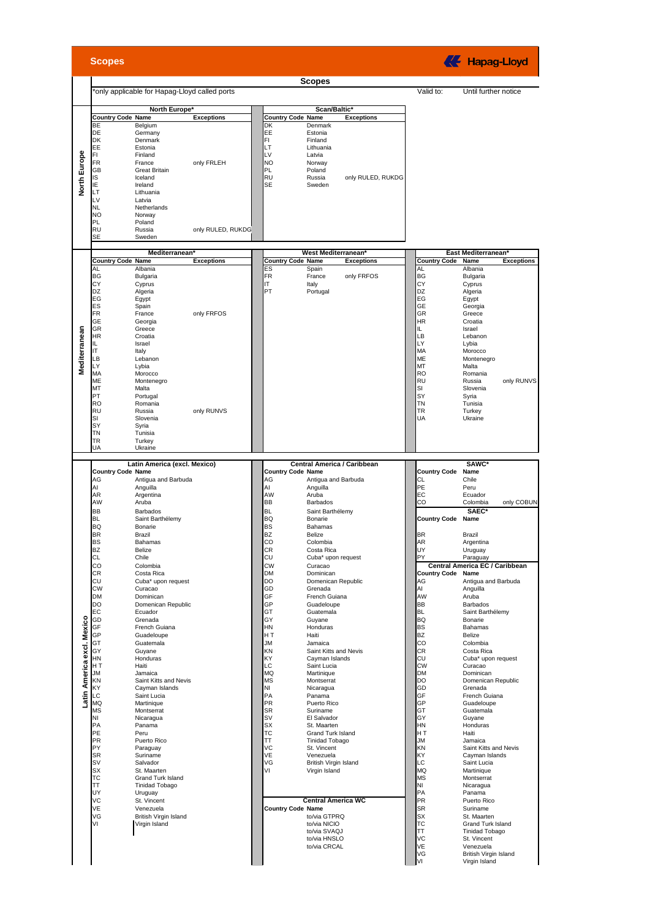# Scopes

## Scopes

*only applicable for Hapag-Lloyd called ports

Valid to: Until further notice

## North Europe

**North Europe***

| Country Code | Name | Exceptions |
|---|---|---|
| BE | Belgium | |
| DE | Germany | |
| DK | Denmark | |
| EE | Estonia | |
| FI | Finland | |
| FR | France | only FRLEH |
| GB | Great Britain | |
| IS | Iceland | |
| IE | Ireland | |
| LT | Lithuania | |
| LV | Latvia | |
| NL | Netherlands | |
| NO | Norway | |
| PL | Poland | |
| RU | Russia | only RULED, RUKDG |
| SE | Sweden | |

**Scan/Baltic***

| Country Code | Name | Exceptions |
|---|---|---|
| DK | Denmark | |
| EE | Estonia | |
| FI | Finland | |
| LT | Lithuania | |
| LV | Latvia | |
| NO | Norway | |
| PL | Poland | |
| RU | Russia | only RULED, RUKDG |
| SE | Sweden | |

## Mediterranean

**Mediterranean***

| Country Code | Name | Exceptions |
|---|---|---|
| AL | Albania | |
| BG | Bulgaria | |
| CY | Cyprus | |
| DZ | Algeria | |
| EG | Egypt | |
| ES | Spain | |
| FR | France | only FRFOS |
| GE | Georgia | |
| GR | Greece | |
| HR | Croatia | |
| IL | Israel | |
| IT | Italy | |
| LB | Lebanon | |
| LY | Lybia | |
| MA | Morocco | |
| ME | Montenegro | |
| MT | Malta | |
| PT | Portugal | |
| RO | Romania | |
| RU | Russia | only RUNVS |
| SI | Slovenia | |
| SY | Syria | |
| TN | Tunisia | |
| TR | Turkey | |
| UA | Ukraine | |

**West Mediterranean***

| Country Code | Name | Exceptions |
|---|---|---|
| ES | Spain | |
| FR | France | only FRFOS |
| IT | Italy | |
| PT | Portugal | |

**East Mediterranean***

| Country Code | Name | Exceptions |
|---|---|---|
| AL | Albania | |
| BG | Bulgaria | |
| CY | Cyprus | |
| DZ | Algeria | |
| EG | Egypt | |
| GE | Georgia | |
| GR | Greece | |
| HR | Croatia | |
| IL | Israel | |
| LB | Lebanon | |
| LY | Lybia | |
| MA | Morocco | |
| ME | Montenegro | |
| MT | Malta | |
| RO | Romania | |
| RU | Russia | only RUNVS |
| SI | Slovenia | |
| SY | Syria | |
| TN | Tunisia | |
| TR | Turkey | |
| UA | Ukraine | |

## Latin America excl. Mexico

**Latin America (excl. Mexico)**

| Country Code | Name |
|---|---|
| AG | Antigua and Barbuda |
| AI | Anguilla |
| AR | Argentina |
| AW | Aruba |
| BB | Barbados |
| BL | Saint Barthélemy |
| BQ | Bonarie |
| BR | Brazil |
| BS | Bahamas |
| BZ | Belize |
| CL | Chile |
| CO | Colombia |
| CR | Costa Rica |
| CU | Cuba* upon request |
| CW | Curacao |
| DM | Dominican |
| DO | Domenican Republic |
| EC | Ecuador |
| GD | Grenada |
| GF | French Guiana |
| GP | Guadeloupe |
| GT | Guatemala |
| GY | Guyane |
| HN | Honduras |
| H T | Haiti |
| JM | Jamaica |
| KN | Saint Kitts and Nevis |
| KY | Cayman Islands |
| LC | Saint Lucia |
| MQ | Martinique |
| MS | Montserrat |
| NI | Nicaragua |
| PA | Panama |
| PE | Peru |
| PR | Puerto Rico |
| PY | Paraguay |
| SR | Suriname |
| SV | Salvador |
| SX | St. Maarten |
| TC | Grand Turk Island |
| TT | Tinidad Tobago |
| UY | Uruguay |
| VC | St. Vincent |
| VE | Venezuela |
| VG | British Virgin Island |
| VI | Virgin Island |

**Central America / Caribbean**

| Country Code | Name |
|---|---|
| AG | Antigua and Barbuda |
| AI | Anguilla |
| AW | Aruba |
| BB | Barbados |
| BL | Saint Barthélemy |
| BQ | Bonarie |
| BS | Bahamas |
| BZ | Belize |
| CO | Colombia |
| CR | Costa Rica |
| CU | Cuba* upon request |
| CW | Curacao |
| DM | Dominican |
| DO | Domenican Republic |
| GD | Grenada |
| GF | French Guiana |
| GP | Guadeloupe |
| GT | Guatemala |
| GY | Guyane |
| HN | Honduras |
| H T | Haiti |
| JM | Jamaica |
| KN | Saint Kitts and Nevis |
| KY | Cayman Islands |
| LC | Saint Lucia |
| MQ | Martinique |
| MS | Montserrat |
| NI | Nicaragua |
| PA | Panama |
| PR | Puerto Rico |
| SR | Suriname |
| SV | El Salvador |
| SX | St. Maarten |
| TC | Grand Turk Island |
| TT | Tinidad Tobago |
| VC | St. Vincent |
| VE | Venezuela |
| VG | British Virgin Island |
| VI | Virgin Island |

**Central America WC**

| Country Code | Name |
|---|---|
| | to/via GTPRQ |
| | to/via NICIO |
| | to/via SVAQJ |
| | to/via HNSLO |
| | to/via CRCAL |

**SAWC***

| Country Code | Name | |
|---|---|---|
| CL | Chile | |
| PE | Peru | |
| EC | Ecuador | |
| CO | Colombia | only COBUN |

**SAEC***

| Country Code | Name |
|---|---|
| BR | Brazil |
| AR | Argentina |
| UY | Uruguay |
| PY | Paraguay |

**Central America EC / Caribbean**

| Country Code | Name |
|---|---|
| AG | Antigua and Barbuda |
| AI | Anguilla |
| AW | Aruba |
| BB | Barbados |
| BL | Saint Barthélemy |
| BQ | Bonarie |
| BS | Bahamas |
| BZ | Belize |
| CO | Colombia |
| CR | Costa Rica |
| CU | Cuba* upon request |
| CW | Curacao |
| DM | Dominican |
| DO | Domenican Republic |
| GD | Grenada |
| GF | French Guiana |
| GP | Guadeloupe |
| GT | Guatemala |
| GY | Guyane |
| HN | Honduras |
| H T | Haiti |
| JM | Jamaica |
| KN | Saint Kitts and Nevis |
| KY | Cayman Islands |
| LC | Saint Lucia |
| MQ | Martinique |
| MS | Montserrat |
| NI | Nicaragua |
| PA | Panama |
| PR | Puerto Rico |
| SR | Suriname |
| SX | St. Maarten |
| TC | Grand Turk Island |
| TT | Tinidad Tobago |
| VC | St. Vincent |
| VE | Venezuela |
| VG | British Virgin Island |
| VI | Virgin Island |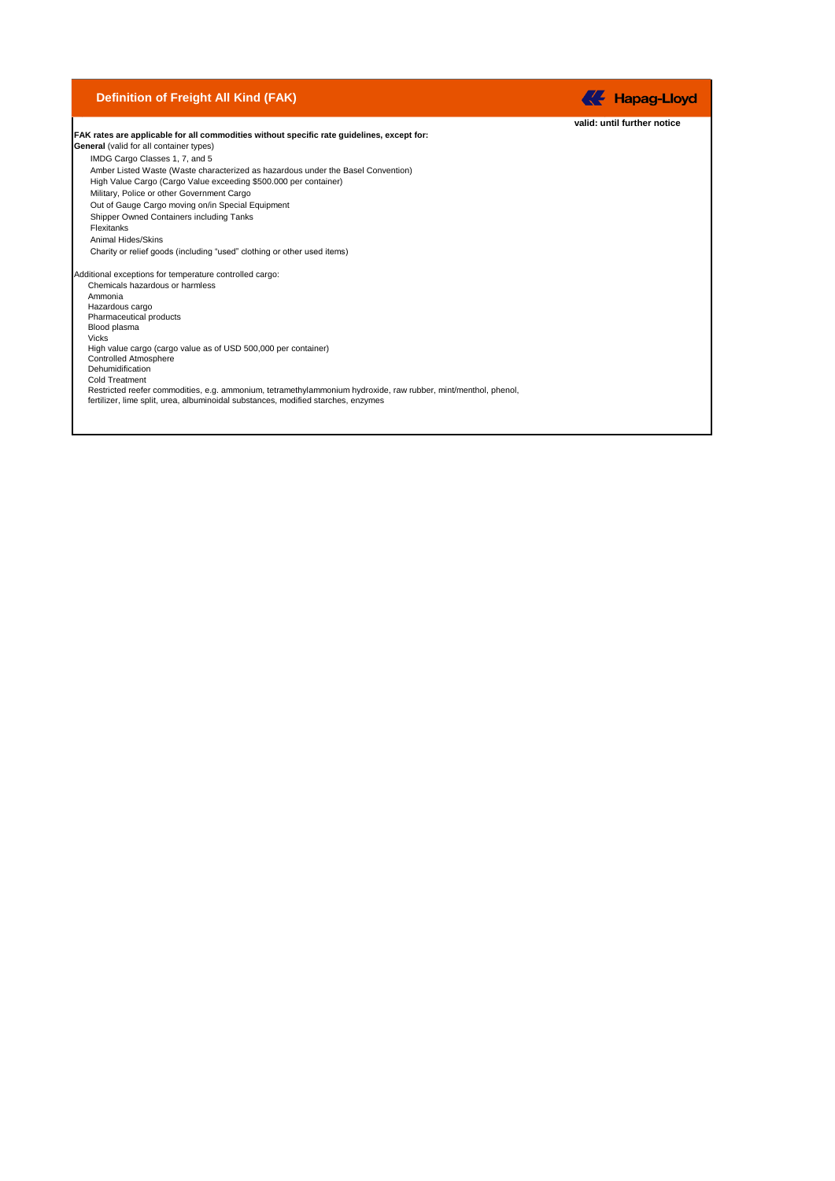## Definition of Freight All Kind (FAK)

Hapag-Lloyd

**valid: until further notice**

**FAK rates are applicable for all commodities without specific rate guidelines, except for:**

**General** (valid for all container types)

- IMDG Cargo Classes 1, 7, and 5
- Amber Listed Waste (Waste characterized as hazardous under the Basel Convention)
- High Value Cargo (Cargo Value exceeding $500.000 per container)
- Military, Police or other Government Cargo
- Out of Gauge Cargo moving on/in Special Equipment
- Shipper Owned Containers including Tanks
- Flexitanks
- Animal Hides/Skins
- Charity or relief goods (including "used" clothing or other used items)

Additional exceptions for temperature controlled cargo:

- Chemicals hazardous or harmless
- Ammonia
- Hazardous cargo
- Pharmaceutical products
- Blood plasma
- Vicks
- High value cargo (cargo value as of USD 500,000 per container)
- Controlled Atmosphere
- Dehumidification
- Cold Treatment
- Restricted reefer commodities, e.g. ammonium, tetramethylammonium hydroxide, raw rubber, mint/menthol, phenol, fertilizer, lime split, urea, albuminoidal substances, modified starches, enzymes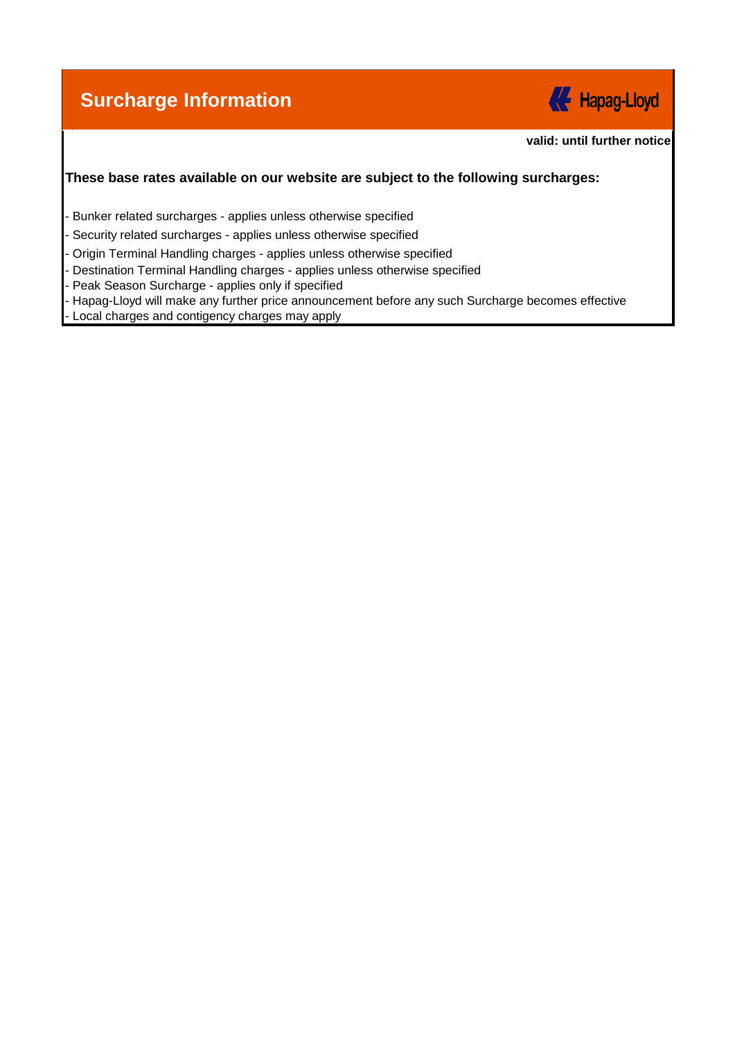# Surcharge Information

Hapag-Lloyd

**valid: until further notice**

**These base rates available on our website are subject to the following surcharges:**

- Bunker related surcharges - applies unless otherwise specified
- Security related surcharges - applies unless otherwise specified
- Origin Terminal Handling charges - applies unless otherwise specified
- Destination Terminal Handling charges - applies unless otherwise specified
- Peak Season Surcharge - applies only if specified
- Hapag-Lloyd will make any further price announcement before any such Surcharge becomes effective
- Local charges and contigency charges may apply